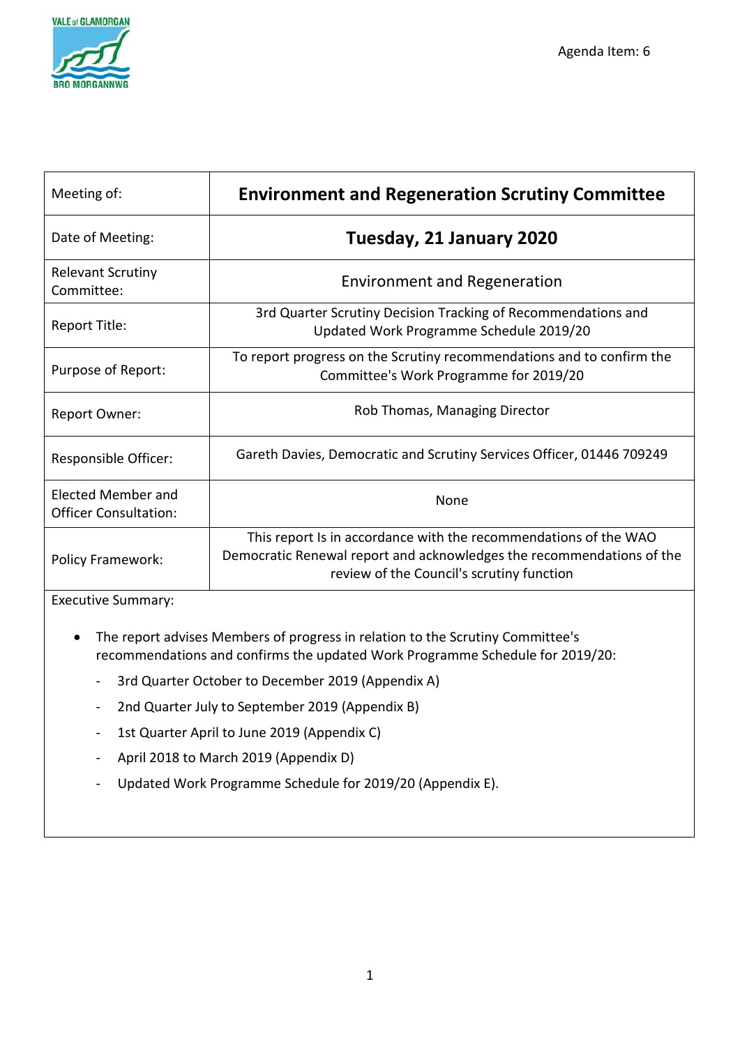Agenda Item: 6

| Meeting of: | **Environment and Regeneration Scrutiny Committee** |
| --- | --- |
| Date of Meeting: | **Tuesday, 21 January 2020** |
| Relevant Scrutiny Committee: | Environment and Regeneration |
| Report Title: | 3rd Quarter Scrutiny Decision Tracking of Recommendations and Updated Work Programme Schedule 2019/20 |
| Purpose of Report: | To report progress on the Scrutiny recommendations and to confirm the Committee's Work Programme for 2019/20 |
| Report Owner: | Rob Thomas, Managing Director |
| Responsible Officer: | Gareth Davies, Democratic and Scrutiny Services Officer, 01446 709249 |
| Elected Member and Officer Consultation: | None |
| Policy Framework: | This report Is in accordance with the recommendations of the WAO Democratic Renewal report and acknowledges the recommendations of the review of the Council's scrutiny function |

Executive Summary:

- The report advises Members of progress in relation to the Scrutiny Committee's recommendations and confirms the updated Work Programme Schedule for 2019/20:
  - 3rd Quarter October to December 2019 (Appendix A)
  - 2nd Quarter July to September 2019 (Appendix B)
  - 1st Quarter April to June 2019 (Appendix C)
  - April 2018 to March 2019 (Appendix D)
  - Updated Work Programme Schedule for 2019/20 (Appendix E).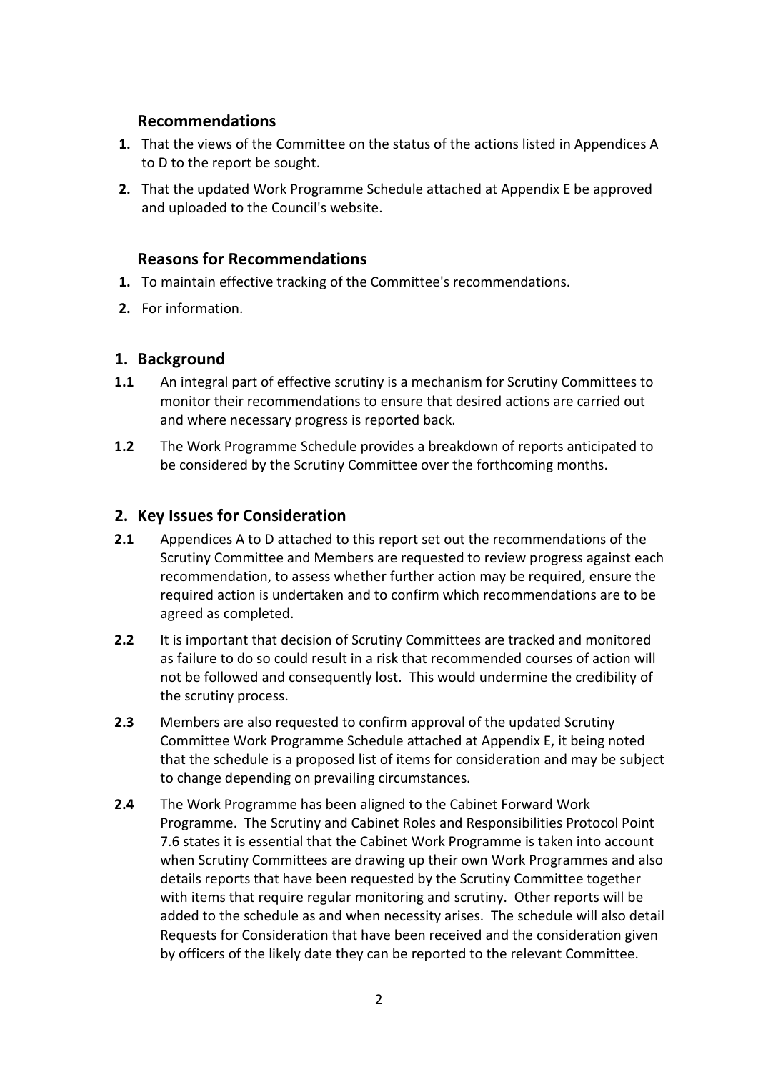### Recommendations

1. That the views of the Committee on the status of the actions listed in Appendices A to D to the report be sought.
2. That the updated Work Programme Schedule attached at Appendix E be approved and uploaded to the Council's website.

### Reasons for Recommendations

1. To maintain effective tracking of the Committee's recommendations.
2. For information.

## 1. Background

**1.1** An integral part of effective scrutiny is a mechanism for Scrutiny Committees to monitor their recommendations to ensure that desired actions are carried out and where necessary progress is reported back.

**1.2** The Work Programme Schedule provides a breakdown of reports anticipated to be considered by the Scrutiny Committee over the forthcoming months.

## 2. Key Issues for Consideration

**2.1** Appendices A to D attached to this report set out the recommendations of the Scrutiny Committee and Members are requested to review progress against each recommendation, to assess whether further action may be required, ensure the required action is undertaken and to confirm which recommendations are to be agreed as completed.

**2.2** It is important that decision of Scrutiny Committees are tracked and monitored as failure to do so could result in a risk that recommended courses of action will not be followed and consequently lost. This would undermine the credibility of the scrutiny process.

**2.3** Members are also requested to confirm approval of the updated Scrutiny Committee Work Programme Schedule attached at Appendix E, it being noted that the schedule is a proposed list of items for consideration and may be subject to change depending on prevailing circumstances.

**2.4** The Work Programme has been aligned to the Cabinet Forward Work Programme. The Scrutiny and Cabinet Roles and Responsibilities Protocol Point 7.6 states it is essential that the Cabinet Work Programme is taken into account when Scrutiny Committees are drawing up their own Work Programmes and also details reports that have been requested by the Scrutiny Committee together with items that require regular monitoring and scrutiny. Other reports will be added to the schedule as and when necessity arises. The schedule will also detail Requests for Consideration that have been received and the consideration given by officers of the likely date they can be reported to the relevant Committee.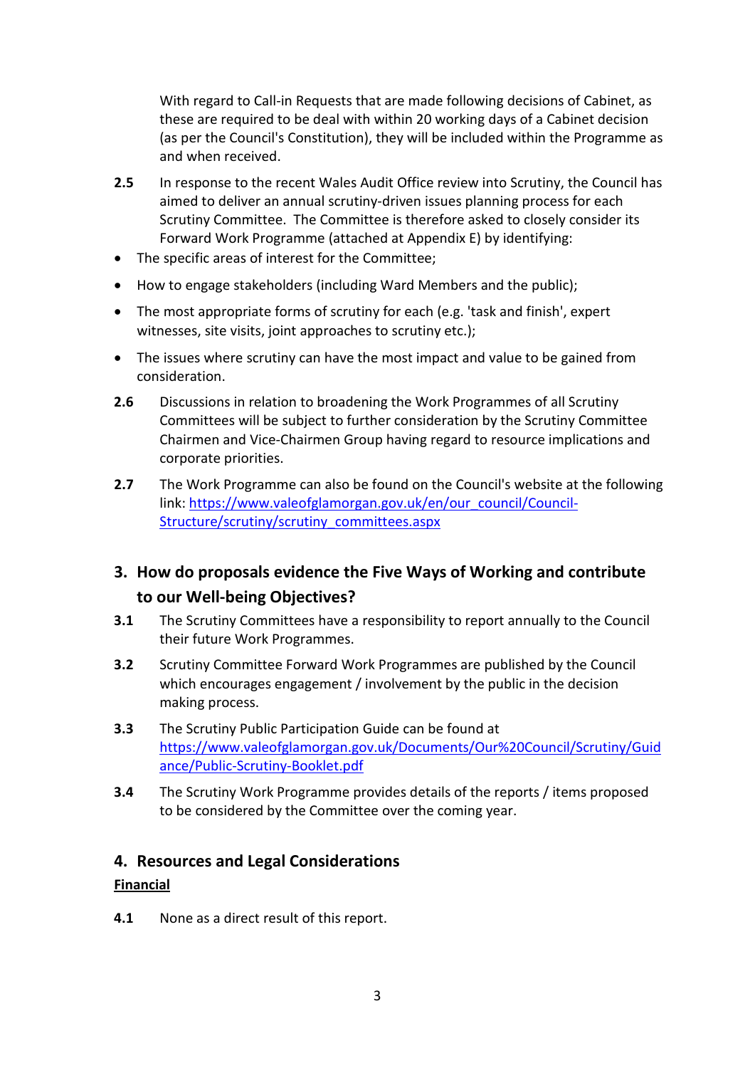With regard to Call-in Requests that are made following decisions of Cabinet, as these are required to be deal with within 20 working days of a Cabinet decision (as per the Council's Constitution), they will be included within the Programme as and when received.

**2.5** In response to the recent Wales Audit Office review into Scrutiny, the Council has aimed to deliver an annual scrutiny-driven issues planning process for each Scrutiny Committee. The Committee is therefore asked to closely consider its Forward Work Programme (attached at Appendix E) by identifying:

- The specific areas of interest for the Committee;
- How to engage stakeholders (including Ward Members and the public);
- The most appropriate forms of scrutiny for each (e.g. 'task and finish', expert witnesses, site visits, joint approaches to scrutiny etc.);
- The issues where scrutiny can have the most impact and value to be gained from consideration.

**2.6** Discussions in relation to broadening the Work Programmes of all Scrutiny Committees will be subject to further consideration by the Scrutiny Committee Chairmen and Vice-Chairmen Group having regard to resource implications and corporate priorities.

**2.7** The Work Programme can also be found on the Council's website at the following link: [https://www.valeofglamorgan.gov.uk/en/our_council/Council-Structure/scrutiny/scrutiny_committees.aspx](https://www.valeofglamorgan.gov.uk/en/our_council/Council-Structure/scrutiny/scrutiny_committees.aspx)

## 3. How do proposals evidence the Five Ways of Working and contribute to our Well-being Objectives?

**3.1** The Scrutiny Committees have a responsibility to report annually to the Council their future Work Programmes.

**3.2** Scrutiny Committee Forward Work Programmes are published by the Council which encourages engagement / involvement by the public in the decision making process.

**3.3** The Scrutiny Public Participation Guide can be found at [https://www.valeofglamorgan.gov.uk/Documents/Our%20Council/Scrutiny/Guidance/Public-Scrutiny-Booklet.pdf](https://www.valeofglamorgan.gov.uk/Documents/Our%20Council/Scrutiny/Guidance/Public-Scrutiny-Booklet.pdf)

**3.4** The Scrutiny Work Programme provides details of the reports / items proposed to be considered by the Committee over the coming year.

## 4. Resources and Legal Considerations

**Financial**

**4.1** None as a direct result of this report.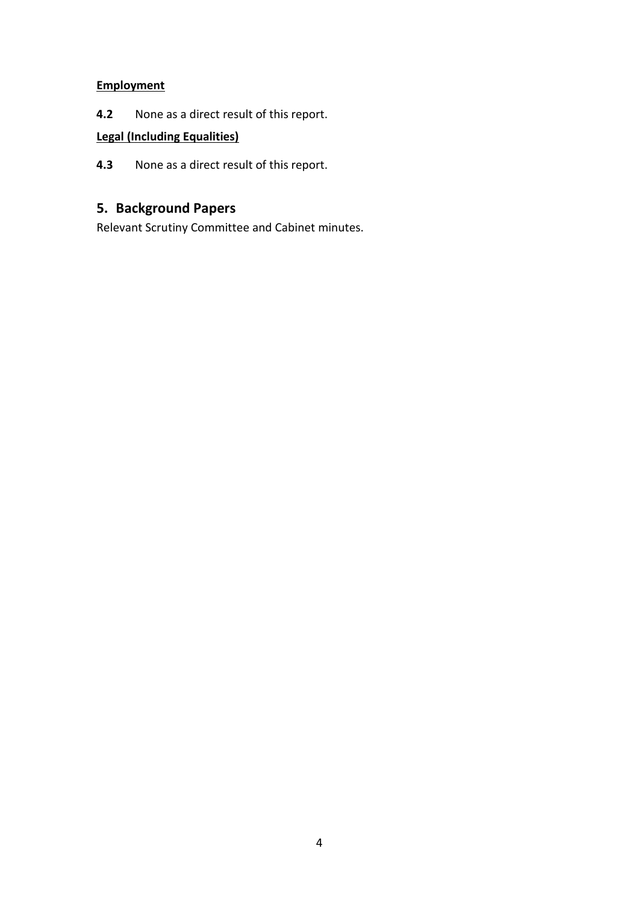**Employment**

**4.2** None as a direct result of this report.

**Legal (Including Equalities)**

**4.3** None as a direct result of this report.

## 5. Background Papers

Relevant Scrutiny Committee and Cabinet minutes.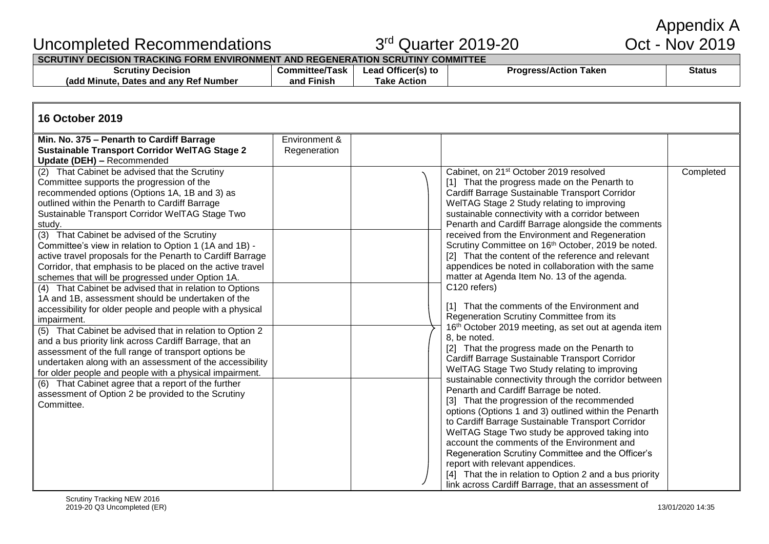# Appendix A

# Uncompleted Recommendations — 3rd Quarter 2019-20 — Oct - Nov 2019

| SCRUTINY DECISION TRACKING FORM ENVIRONMENT AND REGENERATION SCRUTINY COMMITTEE | | | | |
|---|---|---|---|---|
| **Scrutiny Decision (add Minute, Dates and any Ref Number** | **Committee/Task and Finish** | **Lead Officer(s) to Take Action** | **Progress/Action Taken** | **Status** |
| **16 October 2019** | | | | |
| **Min. No. 375 – Penarth to Cardiff Barrage Sustainable Transport Corridor WelTAG Stage 2 Update (DEH) –** Recommended | Environment & Regeneration | | | |
| (2) That Cabinet be advised that the Scrutiny Committee supports the progression of the recommended options (Options 1A, 1B and 3) as outlined within the Penarth to Cardiff Barrage Sustainable Transport Corridor WelTAG Stage Two study.<br><br>(3) That Cabinet be advised of the Scrutiny Committee's view in relation to Option 1 (1A and 1B) - active travel proposals for the Penarth to Cardiff Barrage Corridor, that emphasis to be placed on the active travel schemes that will be progressed under Option 1A.<br><br>(4) That Cabinet be advised that in relation to Options 1A and 1B, assessment should be undertaken of the accessibility for older people and people with a physical impairment.<br><br>(5) That Cabinet be advised that in relation to Option 2 and a bus priority link across Cardiff Barrage, that an assessment of the full range of transport options be undertaken along with an assessment of the accessibility for older people and people with a physical impairment.<br><br>(6) That Cabinet agree that a report of the further assessment of Option 2 be provided to the Scrutiny Committee. | | | Cabinet, on 21st October 2019 resolved<br>[1] That the progress made on the Penarth to Cardiff Barrage Sustainable Transport Corridor WelTAG Stage 2 Study relating to improving sustainable connectivity with a corridor between Penarth and Cardiff Barrage alongside the comments received from the Environment and Regeneration Scrutiny Committee on 16th October, 2019 be noted.<br>[2] That the content of the reference and relevant appendices be noted in collaboration with the same matter at Agenda Item No. 13 of the agenda.<br>C120 refers)<br><br>[1] That the comments of the Environment and Regeneration Scrutiny Committee from its 16th October 2019 meeting, as set out at agenda item 8, be noted.<br>[2] That the progress made on the Penarth to Cardiff Barrage Sustainable Transport Corridor WelTAG Stage Two Study relating to improving sustainable connectivity through the corridor between Penarth and Cardiff Barrage be noted.<br>[3] That the progression of the recommended options (Options 1 and 3) outlined within the Penarth to Cardiff Barrage Sustainable Transport Corridor WelTAG Stage Two study be approved taking into account the comments of the Environment and Regeneration Scrutiny Committee and the Officer's report with relevant appendices.<br>[4] That the in relation to Option 2 and a bus priority link across Cardiff Barrage, that an assessment of | Completed |

Scrutiny Tracking NEW 2016
2019-20 Q3 Uncompleted (ER)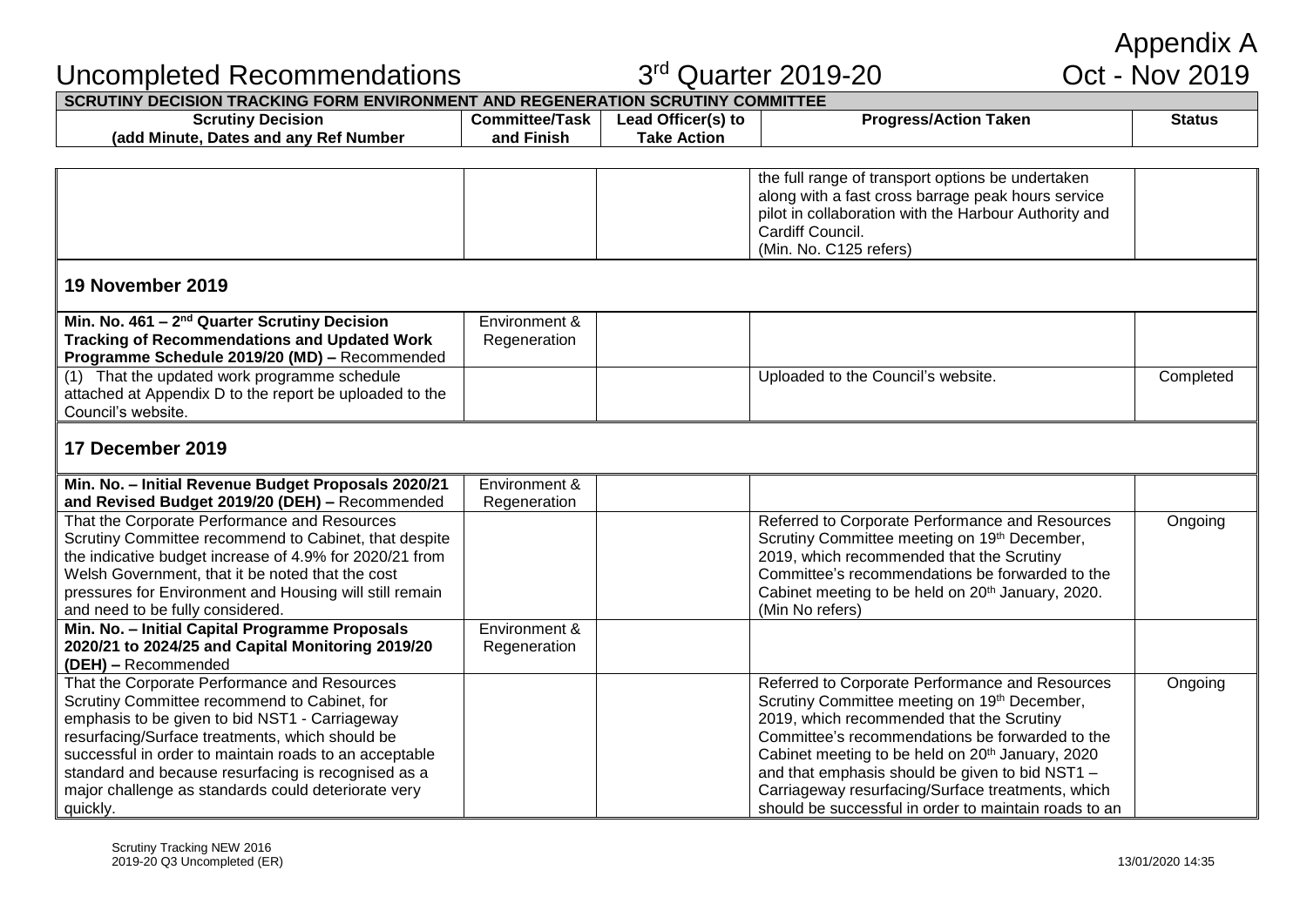# Appendix A

## Uncompleted Recommendations — 3rd Quarter 2019-20 — Oct - Nov 2019

| SCRUTINY DECISION TRACKING FORM ENVIRONMENT AND REGENERATION SCRUTINY COMMITTEE | | | | |
|---|---|---|---|---|
| **Scrutiny Decision (add Minute, Dates and any Ref Number** | **Committee/Task and Finish** | **Lead Officer(s) to Take Action** | **Progress/Action Taken** | **Status** |
| | | | the full range of transport options be undertaken along with a fast cross barrage peak hours service pilot in collaboration with the Harbour Authority and Cardiff Council. (Min. No. C125 refers) | |
| **19 November 2019** | | | | |
| **Min. No. 461 – 2nd Quarter Scrutiny Decision Tracking of Recommendations and Updated Work Programme Schedule 2019/20 (MD) –** Recommended | Environment & Regeneration | | | |
| (1) That the updated work programme schedule attached at Appendix D to the report be uploaded to the Council's website. | | | Uploaded to the Council's website. | Completed |
| **17 December 2019** | | | | |
| **Min. No. – Initial Revenue Budget Proposals 2020/21 and Revised Budget 2019/20 (DEH) –** Recommended | Environment & Regeneration | | | |
| That the Corporate Performance and Resources Scrutiny Committee recommend to Cabinet, that despite the indicative budget increase of 4.9% for 2020/21 from Welsh Government, that it be noted that the cost pressures for Environment and Housing will still remain and need to be fully considered. | | | Referred to Corporate Performance and Resources Scrutiny Committee meeting on 19th December, 2019, which recommended that the Scrutiny Committee's recommendations be forwarded to the Cabinet meeting to be held on 20th January, 2020. (Min No refers) | Ongoing |
| **Min. No. – Initial Capital Programme Proposals 2020/21 to 2024/25 and Capital Monitoring 2019/20 (DEH) –** Recommended | Environment & Regeneration | | | |
| That the Corporate Performance and Resources Scrutiny Committee recommend to Cabinet, for emphasis to be given to bid NST1 - Carriageway resurfacing/Surface treatments, which should be successful in order to maintain roads to an acceptable standard and because resurfacing is recognised as a major challenge as standards could deteriorate very quickly. | | | Referred to Corporate Performance and Resources Scrutiny Committee meeting on 19th December, 2019, which recommended that the Scrutiny Committee's recommendations be forwarded to the Cabinet meeting to be held on 20th January, 2020 and that emphasis should be given to bid NST1 – Carriageway resurfacing/Surface treatments, which should be successful in order to maintain roads to an | Ongoing |

Scrutiny Tracking NEW 2016
2019-20 Q3 Uncompleted (ER) 13/01/2020 14:35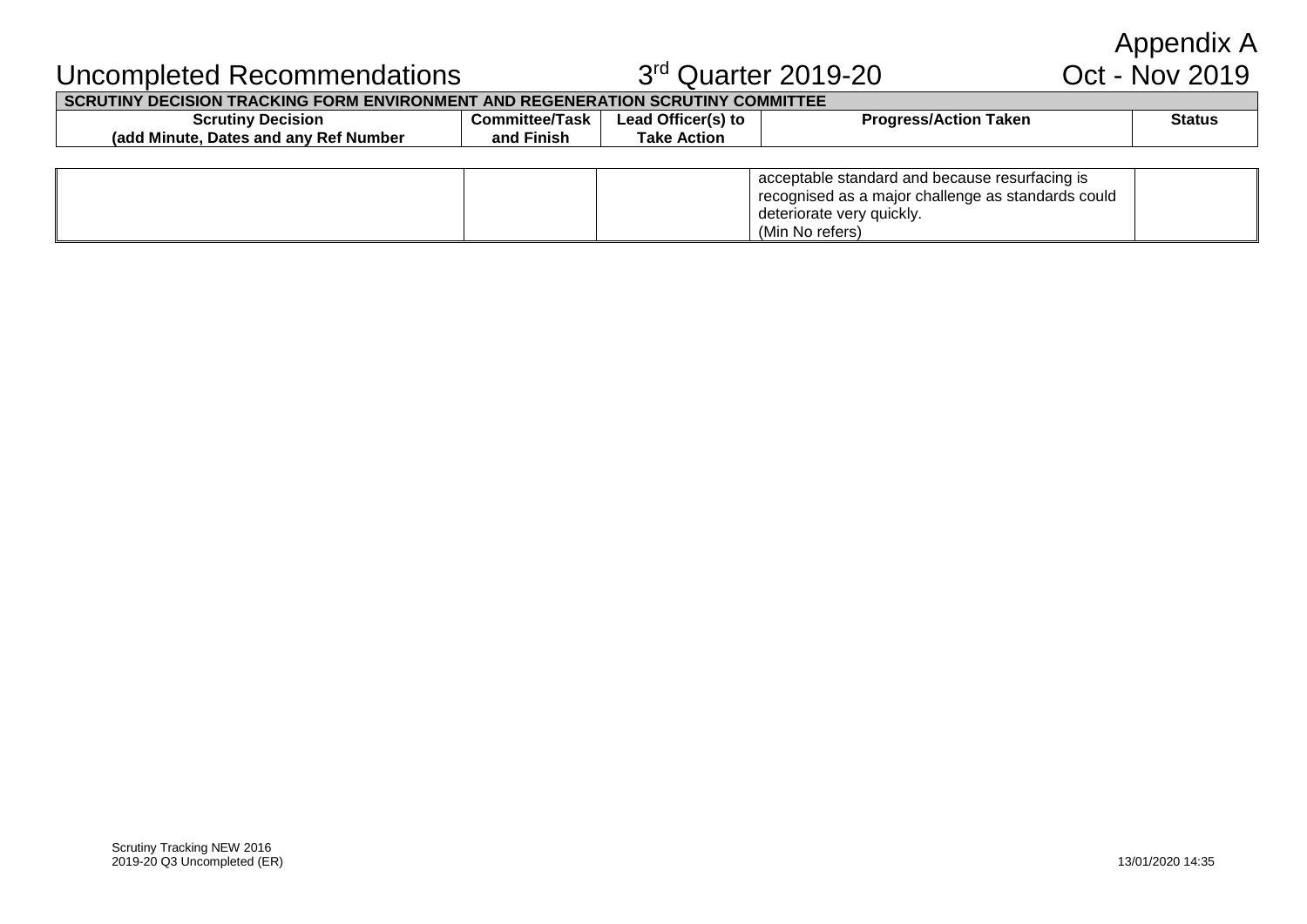Appendix A

# Uncompleted Recommendations 3rd Quarter 2019-20 Oct - Nov 2019

| SCRUTINY DECISION TRACKING FORM ENVIRONMENT AND REGENERATION SCRUTINY COMMITTEE | | | | |
|---|---|---|---|---|
| **Scrutiny Decision (add Minute, Dates and any Ref Number** | **Committee/Task and Finish** | **Lead Officer(s) to Take Action** | **Progress/Action Taken** | **Status** |
| | | | acceptable standard and because resurfacing is recognised as a major challenge as standards could deteriorate very quickly. (Min No refers) | |

Scrutiny Tracking NEW 2016
2019-20 Q3 Uncompleted (ER)

13/01/2020 14:35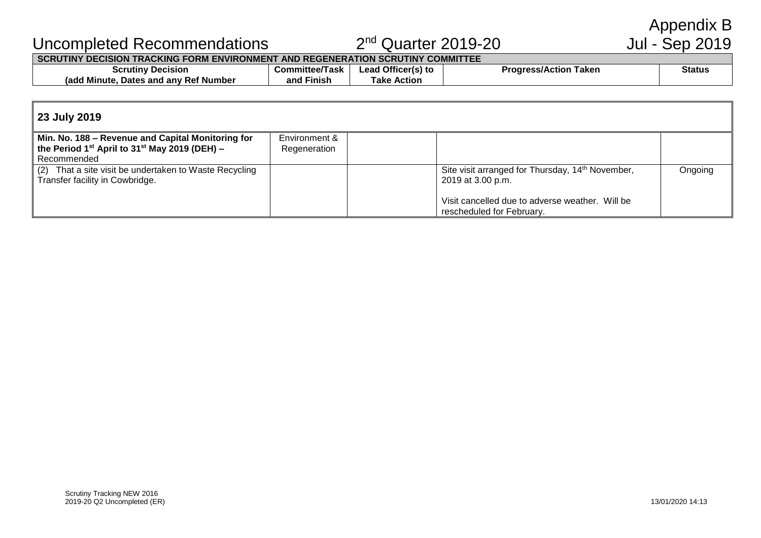Appendix B

# Uncompleted Recommendations 2nd Quarter 2019-20 Jul - Sep 2019

**SCRUTINY DECISION TRACKING FORM ENVIRONMENT AND REGENERATION SCRUTINY COMMITTEE**

| Scrutiny Decision (add Minute, Dates and any Ref Number | Committee/Task and Finish | Lead Officer(s) to Take Action | Progress/Action Taken | Status |
|---|---|---|---|---|
| **23 July 2019** | | | | |
| **Min. No. 188 – Revenue and Capital Monitoring for the Period 1st April to 31st May 2019 (DEH) –** Recommended | Environment & Regeneration | | | |
| (2) That a site visit be undertaken to Waste Recycling Transfer facility in Cowbridge. | | | Site visit arranged for Thursday, 14th November, 2019 at 3.00 p.m.<br><br>Visit cancelled due to adverse weather. Will be rescheduled for February. | Ongoing |

Scrutiny Tracking NEW 2016
2019-20 Q2 Uncompleted (ER) 13/01/2020 14:13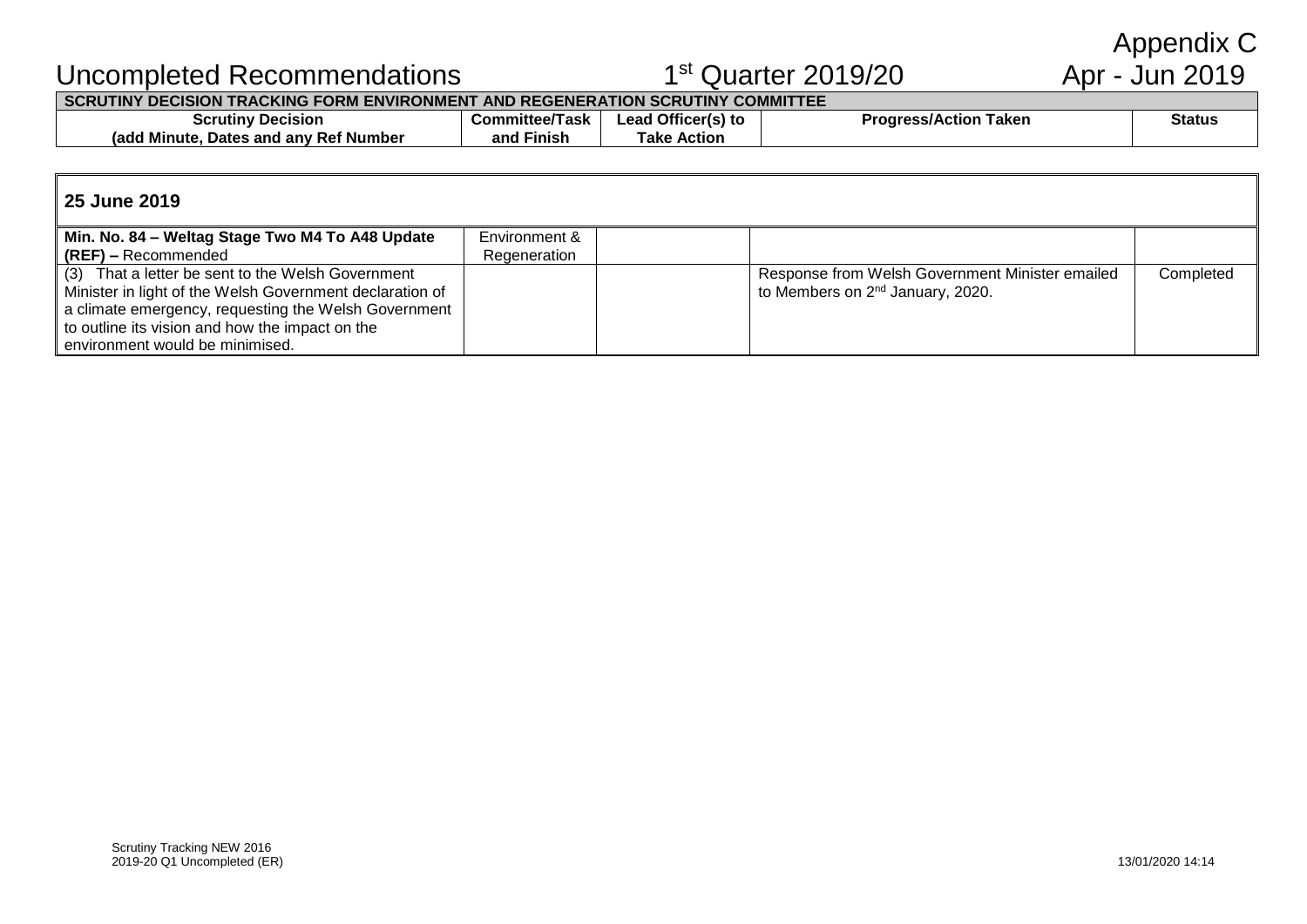Appendix C

# Uncompleted Recommendations 1st Quarter 2019/20 Apr - Jun 2019

| SCRUTINY DECISION TRACKING FORM ENVIRONMENT AND REGENERATION SCRUTINY COMMITTEE | | | | |
|---|---|---|---|---|
| **Scrutiny Decision (add Minute, Dates and any Ref Number** | **Committee/Task and Finish** | **Lead Officer(s) to Take Action** | **Progress/Action Taken** | **Status** |
| **25 June 2019** | | | | |
| **Min. No. 84 – Weltag Stage Two M4 To A48 Update (REF) –** Recommended | Environment & Regeneration | | | |
| (3) That a letter be sent to the Welsh Government Minister in light of the Welsh Government declaration of a climate emergency, requesting the Welsh Government to outline its vision and how the impact on the environment would be minimised. | | | Response from Welsh Government Minister emailed to Members on 2nd January, 2020. | Completed |

Scrutiny Tracking NEW 2016
2019-20 Q1 Uncompleted (ER)

13/01/2020 14:14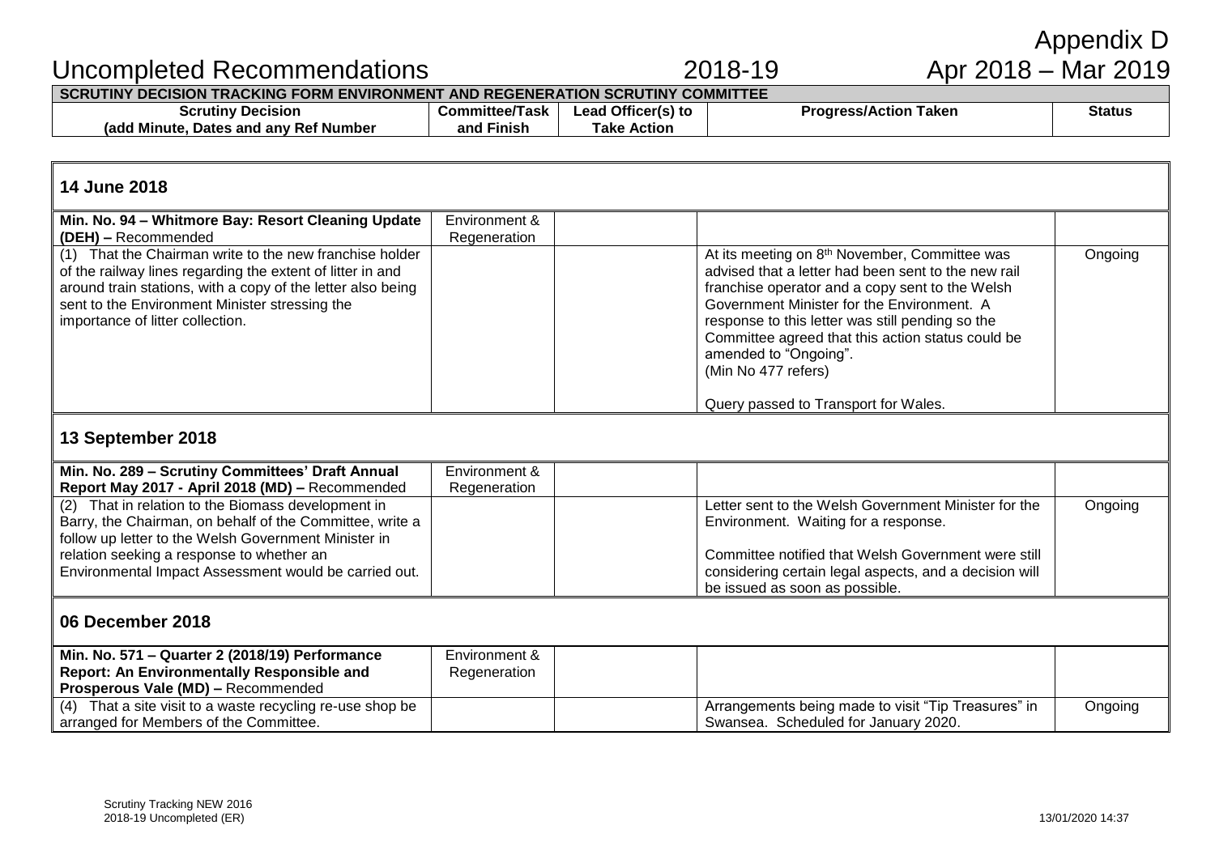# Appendix D

# Uncompleted Recommendations 2018-19 Apr 2018 – Mar 2019

**SCRUTINY DECISION TRACKING FORM ENVIRONMENT AND REGENERATION SCRUTINY COMMITTEE**

| Scrutiny Decision (add Minute, Dates and any Ref Number | Committee/Task and Finish | Lead Officer(s) to Take Action | Progress/Action Taken | Status |
|---|---|---|---|---|
| **14 June 2018** | | | | |
| **Min. No. 94 – Whitmore Bay: Resort Cleaning Update (DEH) –** Recommended | Environment & Regeneration | | | |
| (1) That the Chairman write to the new franchise holder of the railway lines regarding the extent of litter in and around train stations, with a copy of the letter also being sent to the Environment Minister stressing the importance of litter collection. | | | At its meeting on 8th November, Committee was advised that a letter had been sent to the new rail franchise operator and a copy sent to the Welsh Government Minister for the Environment. A response to this letter was still pending so the Committee agreed that this action status could be amended to "Ongoing". (Min No 477 refers) Query passed to Transport for Wales. | Ongoing |
| **13 September 2018** | | | | |
| **Min. No. 289 – Scrutiny Committees' Draft Annual Report May 2017 - April 2018 (MD) –** Recommended | Environment & Regeneration | | | |
| (2) That in relation to the Biomass development in Barry, the Chairman, on behalf of the Committee, write a follow up letter to the Welsh Government Minister in relation seeking a response to whether an Environmental Impact Assessment would be carried out. | | | Letter sent to the Welsh Government Minister for the Environment. Waiting for a response. Committee notified that Welsh Government were still considering certain legal aspects, and a decision will be issued as soon as possible. | Ongoing |
| **06 December 2018** | | | | |
| **Min. No. 571 – Quarter 2 (2018/19) Performance Report: An Environmentally Responsible and Prosperous Vale (MD) –** Recommended | Environment & Regeneration | | | |
| (4) That a site visit to a waste recycling re-use shop be arranged for Members of the Committee. | | | Arrangements being made to visit "Tip Treasures" in Swansea. Scheduled for January 2020. | Ongoing |

Scrutiny Tracking NEW 2016
2018-19 Uncompleted (ER) 13/01/2020 14:37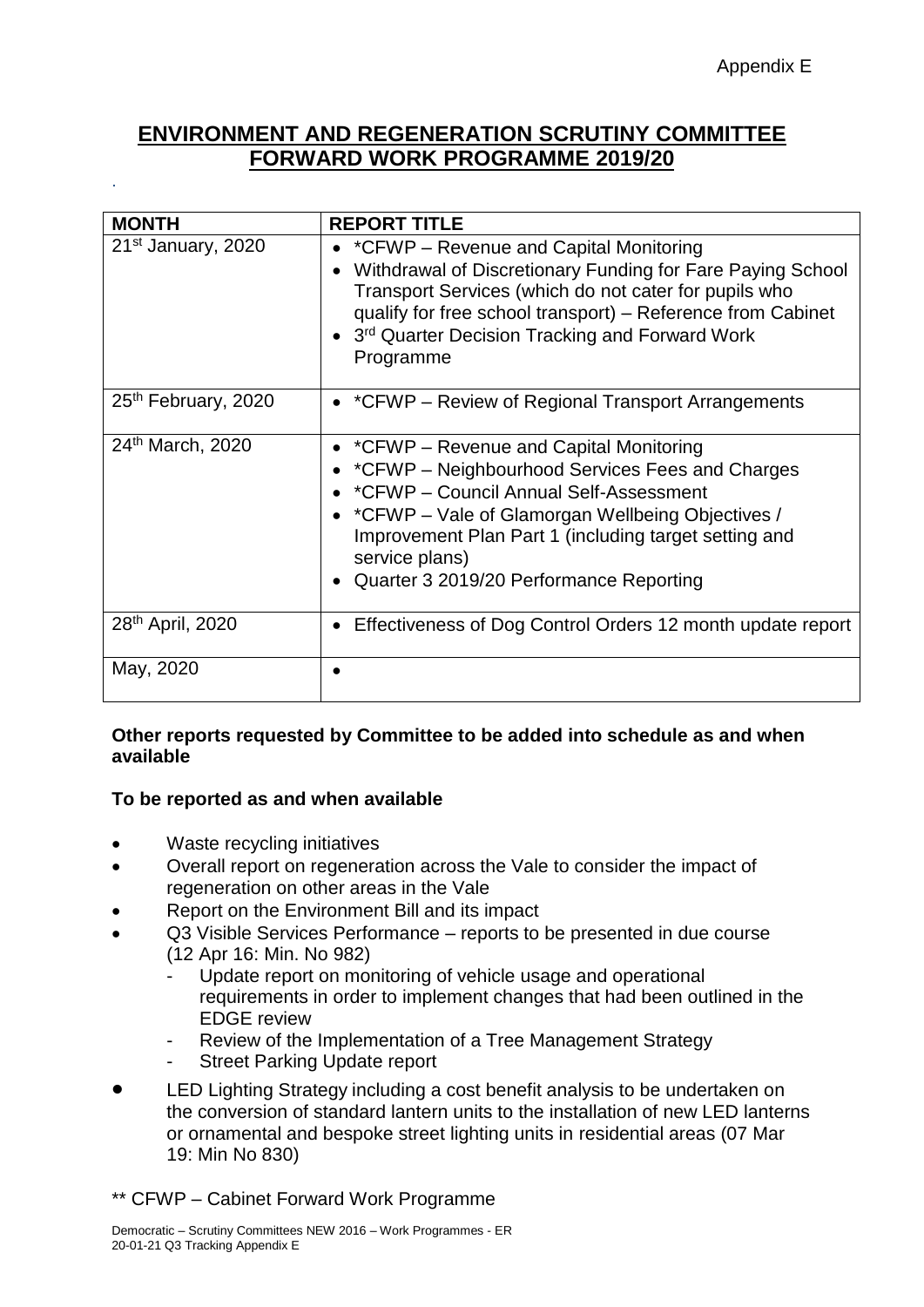Appendix E

# ENVIRONMENT AND REGENERATION SCRUTINY COMMITTEE FORWARD WORK PROGRAMME 2019/20

.

| MONTH | REPORT TITLE |
|---|---|
| 21st January, 2020 | • *CFWP – Revenue and Capital Monitoring<br>• Withdrawal of Discretionary Funding for Fare Paying School Transport Services (which do not cater for pupils who qualify for free school transport) – Reference from Cabinet<br>• 3rd Quarter Decision Tracking and Forward Work Programme |
| 25th February, 2020 | • *CFWP – Review of Regional Transport Arrangements |
| 24th March, 2020 | • *CFWP – Revenue and Capital Monitoring<br>• *CFWP – Neighbourhood Services Fees and Charges<br>• *CFWP – Council Annual Self-Assessment<br>• *CFWP – Vale of Glamorgan Wellbeing Objectives / Improvement Plan Part 1 (including target setting and service plans)<br>• Quarter 3 2019/20 Performance Reporting |
| 28th April, 2020 | • Effectiveness of Dog Control Orders 12 month update report |
| May, 2020 | • |

**Other reports requested by Committee to be added into schedule as and when available**

**To be reported as and when available**

- Waste recycling initiatives
- Overall report on regeneration across the Vale to consider the impact of regeneration on other areas in the Vale
- Report on the Environment Bill and its impact
- Q3 Visible Services Performance – reports to be presented in due course (12 Apr 16: Min. No 982)
  - Update report on monitoring of vehicle usage and operational requirements in order to implement changes that had been outlined in the EDGE review
  - Review of the Implementation of a Tree Management Strategy
  - Street Parking Update report
- LED Lighting Strategy including a cost benefit analysis to be undertaken on the conversion of standard lantern units to the installation of new LED lanterns or ornamental and bespoke street lighting units in residential areas (07 Mar 19: Min No 830)

** CFWP – Cabinet Forward Work Programme

Democratic – Scrutiny Committees NEW 2016 – Work Programmes - ER
20-01-21 Q3 Tracking Appendix E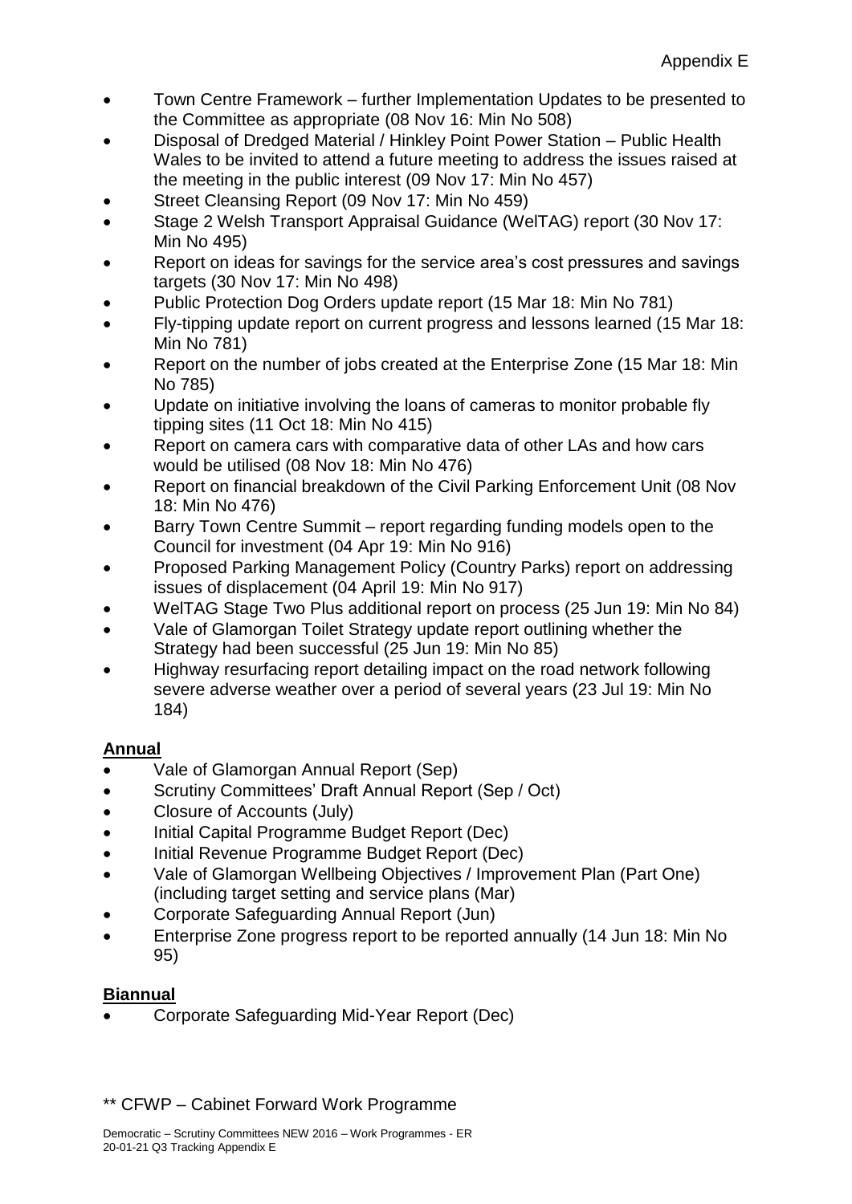Appendix E

- Town Centre Framework – further Implementation Updates to be presented to the Committee as appropriate (08 Nov 16: Min No 508)
- Disposal of Dredged Material / Hinkley Point Power Station – Public Health Wales to be invited to attend a future meeting to address the issues raised at the meeting in the public interest (09 Nov 17: Min No 457)
- Street Cleansing Report (09 Nov 17: Min No 459)
- Stage 2 Welsh Transport Appraisal Guidance (WelTAG) report (30 Nov 17: Min No 495)
- Report on ideas for savings for the service area's cost pressures and savings targets (30 Nov 17: Min No 498)
- Public Protection Dog Orders update report (15 Mar 18: Min No 781)
- Fly-tipping update report on current progress and lessons learned (15 Mar 18: Min No 781)
- Report on the number of jobs created at the Enterprise Zone (15 Mar 18: Min No 785)
- Update on initiative involving the loans of cameras to monitor probable fly tipping sites (11 Oct 18: Min No 415)
- Report on camera cars with comparative data of other LAs and how cars would be utilised (08 Nov 18: Min No 476)
- Report on financial breakdown of the Civil Parking Enforcement Unit (08 Nov 18: Min No 476)
- Barry Town Centre Summit – report regarding funding models open to the Council for investment (04 Apr 19: Min No 916)
- Proposed Parking Management Policy (Country Parks) report on addressing issues of displacement (04 April 19: Min No 917)
- WelTAG Stage Two Plus additional report on process (25 Jun 19: Min No 84)
- Vale of Glamorgan Toilet Strategy update report outlining whether the Strategy had been successful (25 Jun 19: Min No 85)
- Highway resurfacing report detailing impact on the road network following severe adverse weather over a period of several years (23 Jul 19: Min No 184)

**Annual**

- Vale of Glamorgan Annual Report (Sep)
- Scrutiny Committees' Draft Annual Report (Sep / Oct)
- Closure of Accounts (July)
- Initial Capital Programme Budget Report (Dec)
- Initial Revenue Programme Budget Report (Dec)
- Vale of Glamorgan Wellbeing Objectives / Improvement Plan (Part One) (including target setting and service plans (Mar)
- Corporate Safeguarding Annual Report (Jun)
- Enterprise Zone progress report to be reported annually (14 Jun 18: Min No 95)

**Biannual**

- Corporate Safeguarding Mid-Year Report (Dec)

** CFWP – Cabinet Forward Work Programme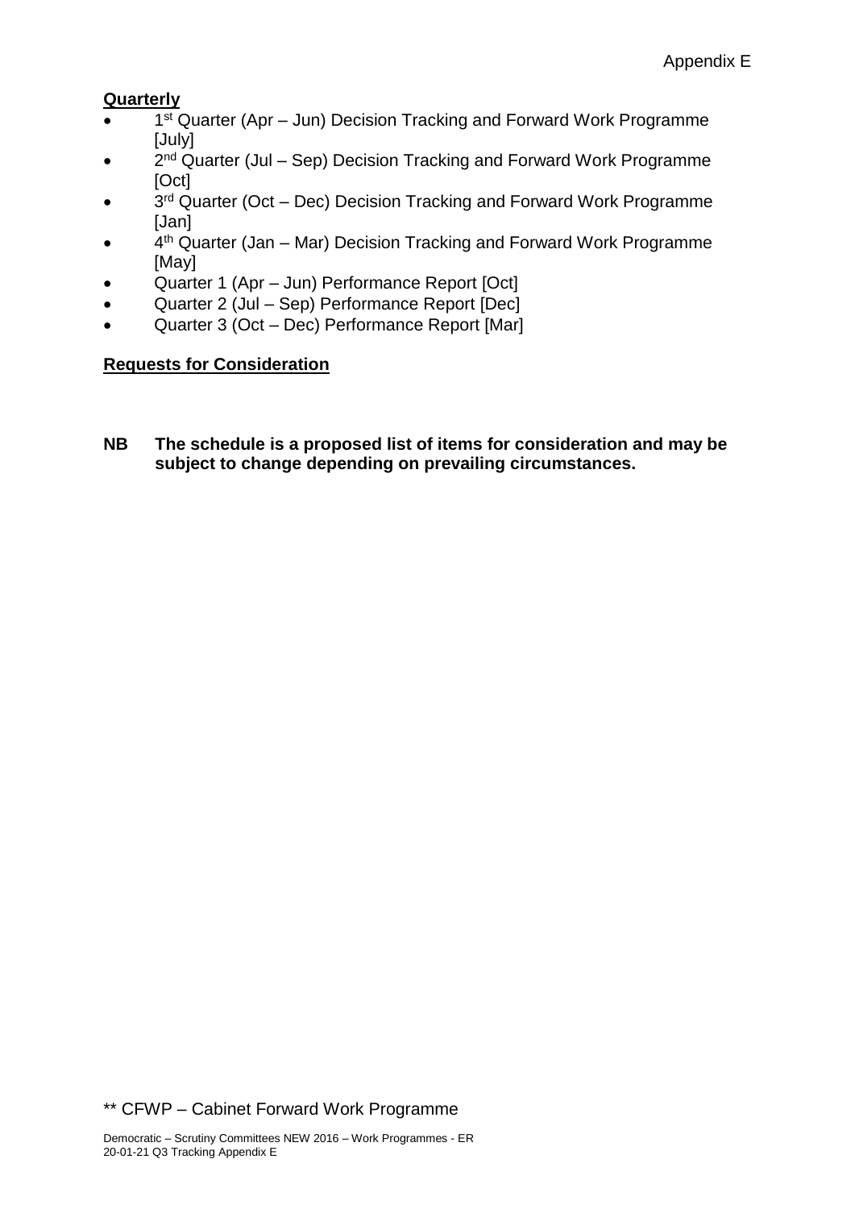Appendix E

**Quarterly**

- 1st Quarter (Apr – Jun) Decision Tracking and Forward Work Programme [July]
- 2nd Quarter (Jul – Sep) Decision Tracking and Forward Work Programme [Oct]
- 3rd Quarter (Oct – Dec) Decision Tracking and Forward Work Programme [Jan]
- 4th Quarter (Jan – Mar) Decision Tracking and Forward Work Programme [May]
- Quarter 1 (Apr – Jun) Performance Report [Oct]
- Quarter 2 (Jul – Sep) Performance Report [Dec]
- Quarter 3 (Oct – Dec) Performance Report [Mar]

**Requests for Consideration**

**NB The schedule is a proposed list of items for consideration and may be subject to change depending on prevailing circumstances.**

** CFWP – Cabinet Forward Work Programme

Democratic – Scrutiny Committees NEW 2016 – Work Programmes - ER
20-01-21 Q3 Tracking Appendix E